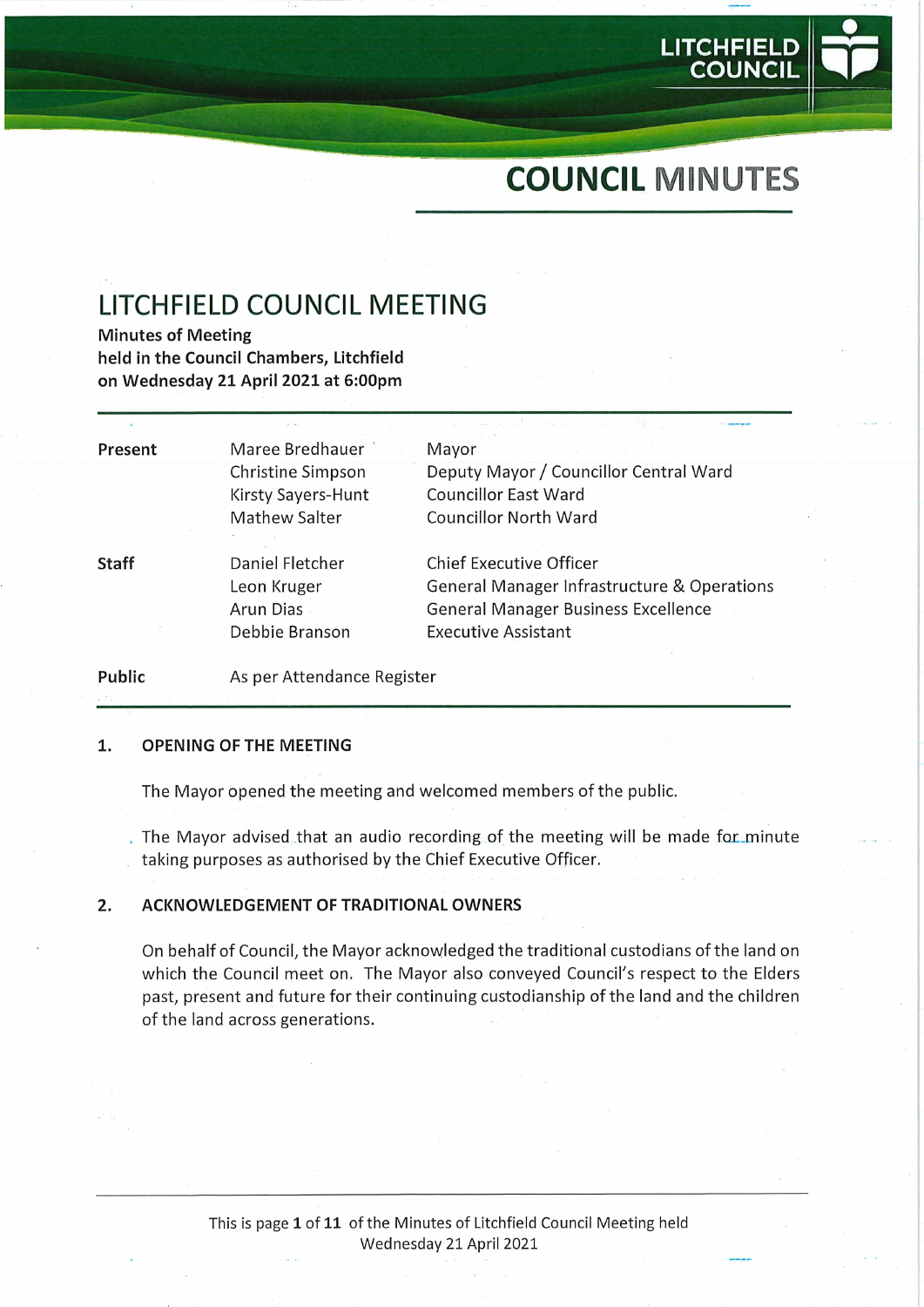# COUNCIL MINUTES

## LITCHFIELD COUNCIL MEETING

**Minutes of Meeting**
**held in the Council Chambers, Litchfield**
**on Wednesday 21 April 2021 at 6:00pm**

| | | |
|---|---|---|
| **Present** | Maree Bredhauer | Mayor |
| | Christine Simpson | Deputy Mayor / Councillor Central Ward |
| | Kirsty Sayers-Hunt | Councillor East Ward |
| | Mathew Salter | Councillor North Ward |
| **Staff** | Daniel Fletcher | Chief Executive Officer |
| | Leon Kruger | General Manager Infrastructure & Operations |
| | Arun Dias | General Manager Business Excellence |
| | Debbie Branson | Executive Assistant |
| **Public** | As per Attendance Register | |

### 1. OPENING OF THE MEETING

The Mayor opened the meeting and welcomed members of the public.

The Mayor advised that an audio recording of the meeting will be made for minute taking purposes as authorised by the Chief Executive Officer.

### 2. ACKNOWLEDGEMENT OF TRADITIONAL OWNERS

On behalf of Council, the Mayor acknowledged the traditional custodians of the land on which the Council meet on. The Mayor also conveyed Council's respect to the Elders past, present and future for their continuing custodianship of the land and the children of the land across generations.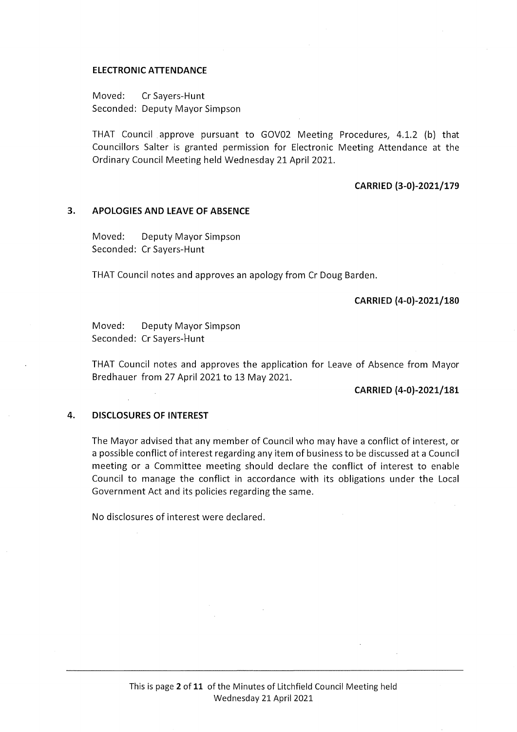**ELECTRONIC ATTENDANCE**

Moved: Cr Sayers-Hunt
Seconded: Deputy Mayor Simpson

THAT Council approve pursuant to GOV02 Meeting Procedures, 4.1.2 (b) that Councillors Salter is granted permission for Electronic Meeting Attendance at the Ordinary Council Meeting held Wednesday 21 April 2021.

**CARRIED (3-0)-2021/179**

## 3. APOLOGIES AND LEAVE OF ABSENCE

Moved: Deputy Mayor Simpson
Seconded: Cr Sayers-Hunt

THAT Council notes and approves an apology from Cr Doug Barden.

**CARRIED (4-0)-2021/180**

Moved: Deputy Mayor Simpson
Seconded: Cr Sayers-Hunt

THAT Council notes and approves the application for Leave of Absence from Mayor Bredhauer from 27 April 2021 to 13 May 2021.

**CARRIED (4-0)-2021/181**

## 4. DISCLOSURES OF INTEREST

The Mayor advised that any member of Council who may have a conflict of interest, or a possible conflict of interest regarding any item of business to be discussed at a Council meeting or a Committee meeting should declare the conflict of interest to enable Council to manage the conflict in accordance with its obligations under the Local Government Act and its policies regarding the same.

No disclosures of interest were declared.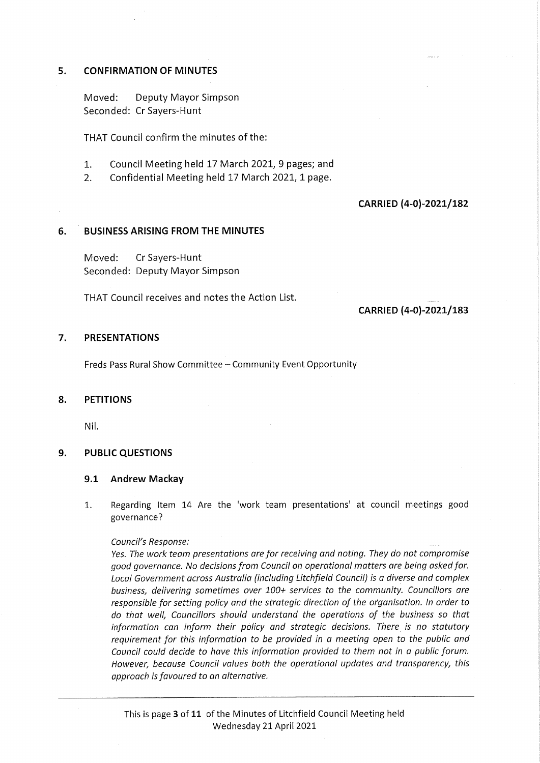## 5. CONFIRMATION OF MINUTES

Moved: Deputy Mayor Simpson
Seconded: Cr Sayers-Hunt

THAT Council confirm the minutes of the:

1. Council Meeting held 17 March 2021, 9 pages; and
2. Confidential Meeting held 17 March 2021, 1 page.

**CARRIED (4-0)-2021/182**

## 6. BUSINESS ARISING FROM THE MINUTES

Moved: Cr Sayers-Hunt
Seconded: Deputy Mayor Simpson

THAT Council receives and notes the Action List.

**CARRIED (4-0)-2021/183**

## 7. PRESENTATIONS

Freds Pass Rural Show Committee – Community Event Opportunity

## 8. PETITIONS

Nil.

## 9. PUBLIC QUESTIONS

### 9.1 Andrew Mackay

1. Regarding Item 14 Are the 'work team presentations' at council meetings good governance?

   *Council's Response:*

   *Yes. The work team presentations are for receiving and noting. They do not compromise good governance. No decisions from Council on operational matters are being asked for. Local Government across Australia (including Litchfield Council) is a diverse and complex business, delivering sometimes over 100+ services to the community. Councillors are responsible for setting policy and the strategic direction of the organisation. In order to do that well, Councillors should understand the operations of the business so that information can inform their policy and strategic decisions. There is no statutory requirement for this information to be provided in a meeting open to the public and Council could decide to have this information provided to them not in a public forum. However, because Council values both the operational updates and transparency, this approach is favoured to an alternative.*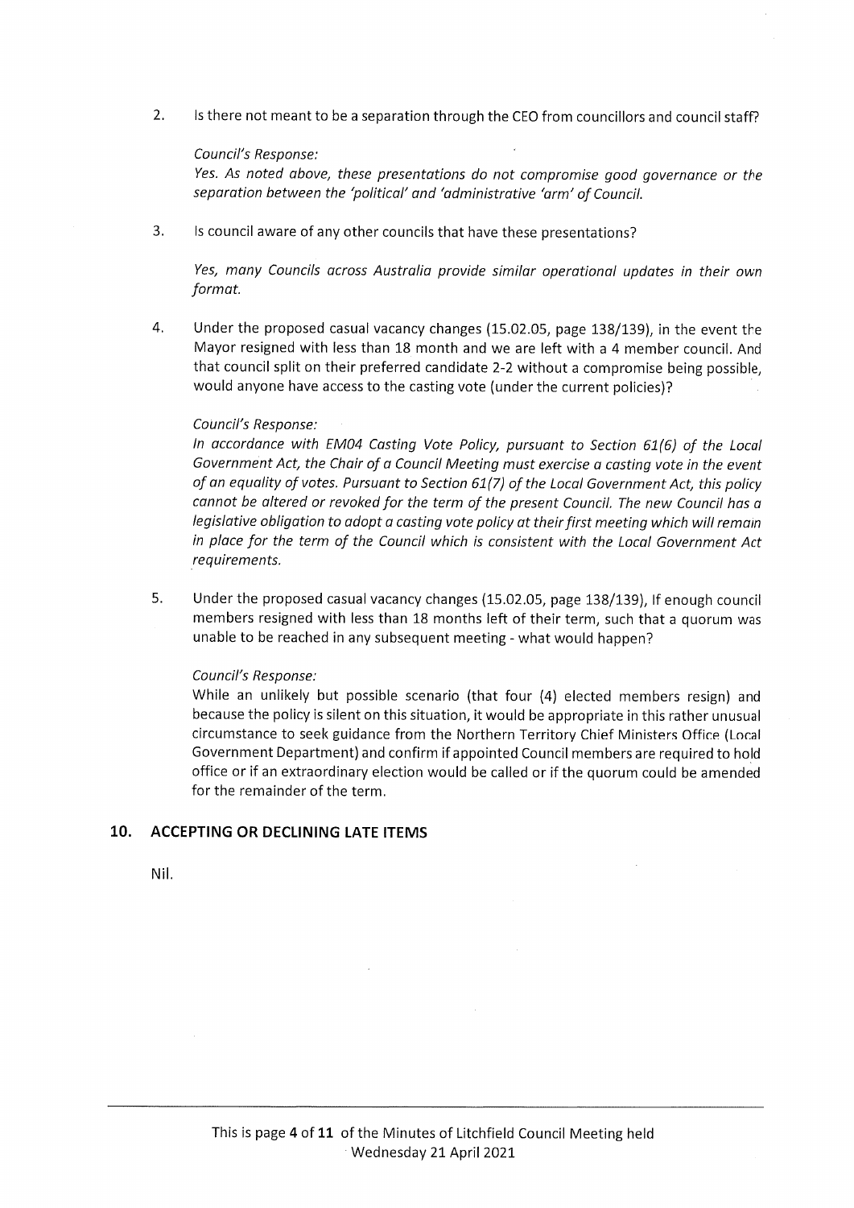2. Is there not meant to be a separation through the CEO from councillors and council staff?

   *Council's Response:*
   *Yes. As noted above, these presentations do not compromise good governance or the separation between the 'political' and 'administrative 'arm' of Council.*

3. Is council aware of any other councils that have these presentations?

   *Yes, many Councils across Australia provide similar operational updates in their own format.*

4. Under the proposed casual vacancy changes (15.02.05, page 138/139), in the event the Mayor resigned with less than 18 month and we are left with a 4 member council. And that council split on their preferred candidate 2-2 without a compromise being possible, would anyone have access to the casting vote (under the current policies)?

   *Council's Response:*
   *In accordance with EM04 Casting Vote Policy, pursuant to Section 61(6) of the Local Government Act, the Chair of a Council Meeting must exercise a casting vote in the event of an equality of votes. Pursuant to Section 61(7) of the Local Government Act, this policy cannot be altered or revoked for the term of the present Council. The new Council has a legislative obligation to adopt a casting vote policy at their first meeting which will remain in place for the term of the Council which is consistent with the Local Government Act requirements.*

5. Under the proposed casual vacancy changes (15.02.05, page 138/139), If enough council members resigned with less than 18 months left of their term, such that a quorum was unable to be reached in any subsequent meeting - what would happen?

   *Council's Response:*
   While an unlikely but possible scenario (that four (4) elected members resign) and because the policy is silent on this situation, it would be appropriate in this rather unusual circumstance to seek guidance from the Northern Territory Chief Ministers Office (Local Government Department) and confirm if appointed Council members are required to hold office or if an extraordinary election would be called or if the quorum could be amended for the remainder of the term.

## 10. ACCEPTING OR DECLINING LATE ITEMS

Nil.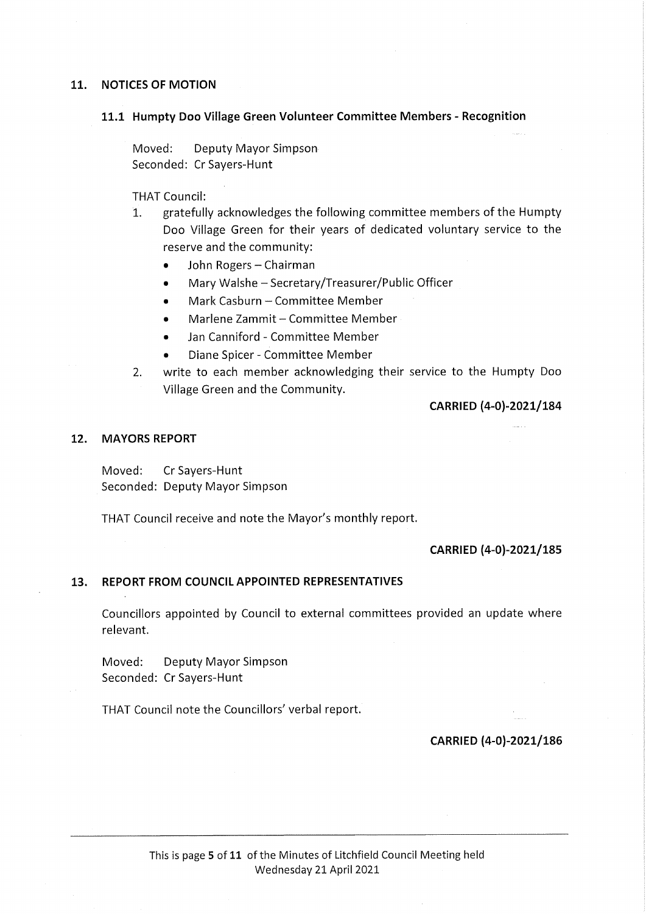## 11. NOTICES OF MOTION

### 11.1 Humpty Doo Village Green Volunteer Committee Members - Recognition

Moved: Deputy Mayor Simpson
Seconded: Cr Sayers-Hunt

THAT Council:

1. gratefully acknowledges the following committee members of the Humpty Doo Village Green for their years of dedicated voluntary service to the reserve and the community:
   - John Rogers – Chairman
   - Mary Walshe – Secretary/Treasurer/Public Officer
   - Mark Casburn – Committee Member
   - Marlene Zammit – Committee Member
   - Jan Canniford - Committee Member
   - Diane Spicer - Committee Member
2. write to each member acknowledging their service to the Humpty Doo Village Green and the Community.

**CARRIED (4-0)-2021/184**

## 12. MAYORS REPORT

Moved: Cr Sayers-Hunt
Seconded: Deputy Mayor Simpson

THAT Council receive and note the Mayor's monthly report.

**CARRIED (4-0)-2021/185**

## 13. REPORT FROM COUNCIL APPOINTED REPRESENTATIVES

Councillors appointed by Council to external committees provided an update where relevant.

Moved: Deputy Mayor Simpson
Seconded: Cr Sayers-Hunt

THAT Council note the Councillors' verbal report.

**CARRIED (4-0)-2021/186**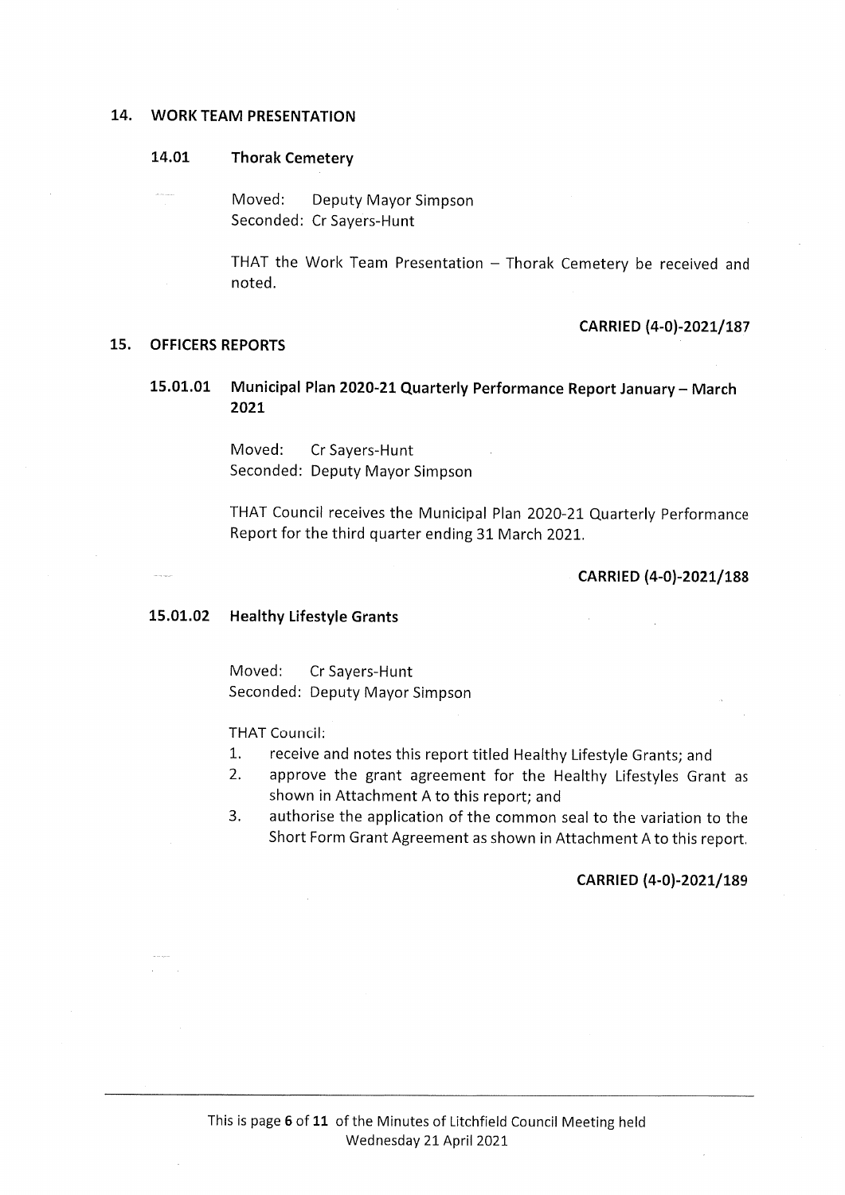## 14. WORK TEAM PRESENTATION

### 14.01 Thorak Cemetery

Moved: Deputy Mayor Simpson
Seconded: Cr Sayers-Hunt

THAT the Work Team Presentation – Thorak Cemetery be received and noted.

**CARRIED (4-0)-2021/187**

## 15. OFFICERS REPORTS

### 15.01.01 Municipal Plan 2020-21 Quarterly Performance Report January – March 2021

Moved: Cr Sayers-Hunt
Seconded: Deputy Mayor Simpson

THAT Council receives the Municipal Plan 2020-21 Quarterly Performance Report for the third quarter ending 31 March 2021.

**CARRIED (4-0)-2021/188**

### 15.01.02 Healthy Lifestyle Grants

Moved: Cr Sayers-Hunt
Seconded: Deputy Mayor Simpson

THAT Council:

1. receive and notes this report titled Healthy Lifestyle Grants; and
2. approve the grant agreement for the Healthy Lifestyles Grant as shown in Attachment A to this report; and
3. authorise the application of the common seal to the variation to the Short Form Grant Agreement as shown in Attachment A to this report.

**CARRIED (4-0)-2021/189**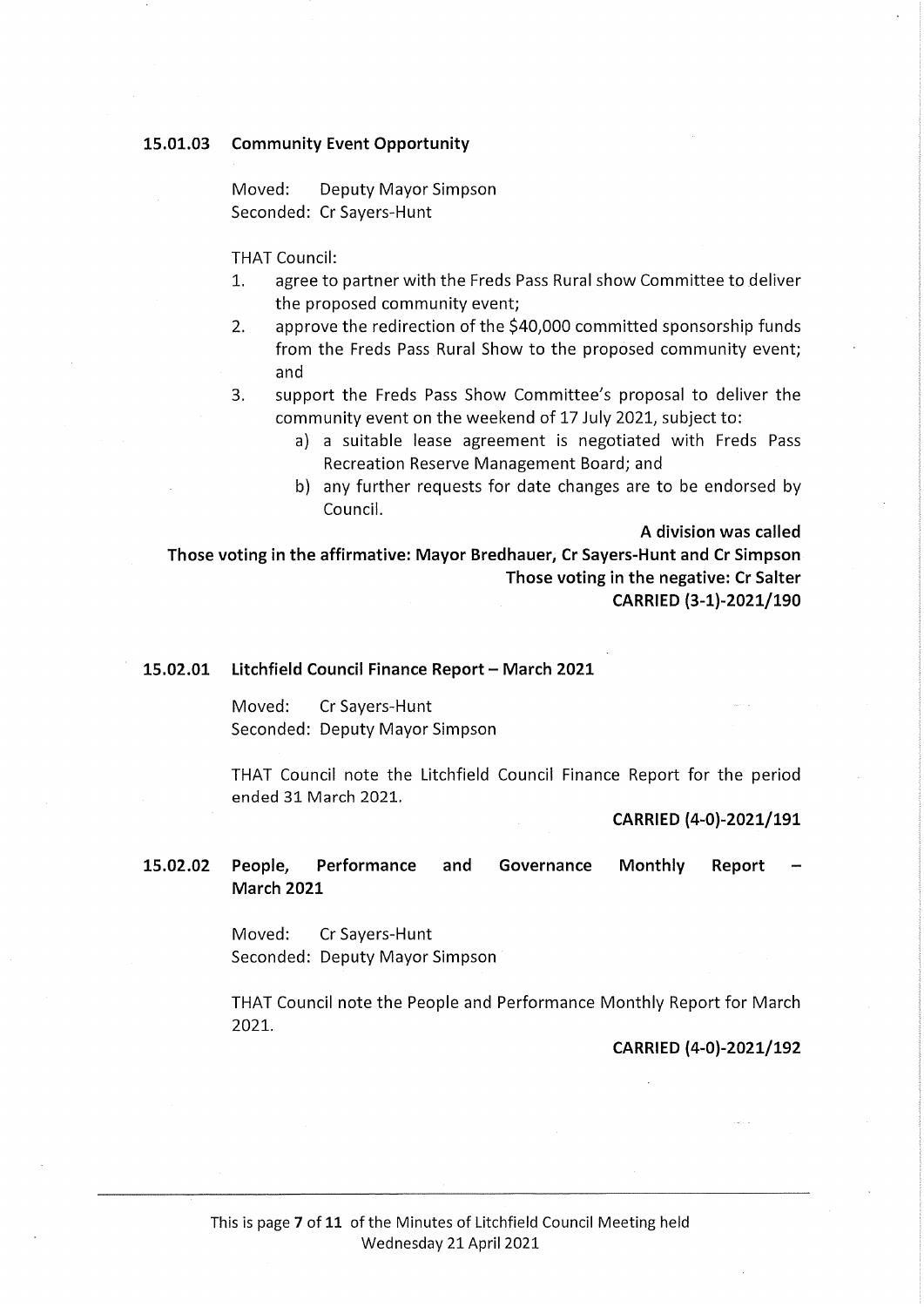### 15.01.03 Community Event Opportunity

Moved: Deputy Mayor Simpson
Seconded: Cr Sayers-Hunt

THAT Council:

1. agree to partner with the Freds Pass Rural show Committee to deliver the proposed community event;
2. approve the redirection of the $40,000 committed sponsorship funds from the Freds Pass Rural Show to the proposed community event; and
3. support the Freds Pass Show Committee's proposal to deliver the community event on the weekend of 17 July 2021, subject to:
   a) a suitable lease agreement is negotiated with Freds Pass Recreation Reserve Management Board; and
   b) any further requests for date changes are to be endorsed by Council.

**A division was called**
**Those voting in the affirmative: Mayor Bredhauer, Cr Sayers-Hunt and Cr Simpson**
**Those voting in the negative: Cr Salter**
**CARRIED (3-1)-2021/190**

### 15.02.01 Litchfield Council Finance Report – March 2021

Moved: Cr Sayers-Hunt
Seconded: Deputy Mayor Simpson

THAT Council note the Litchfield Council Finance Report for the period ended 31 March 2021.

**CARRIED (4-0)-2021/191**

### 15.02.02 People, Performance and Governance Monthly Report – March 2021

Moved: Cr Sayers-Hunt
Seconded: Deputy Mayor Simpson

THAT Council note the People and Performance Monthly Report for March 2021.

**CARRIED (4-0)-2021/192**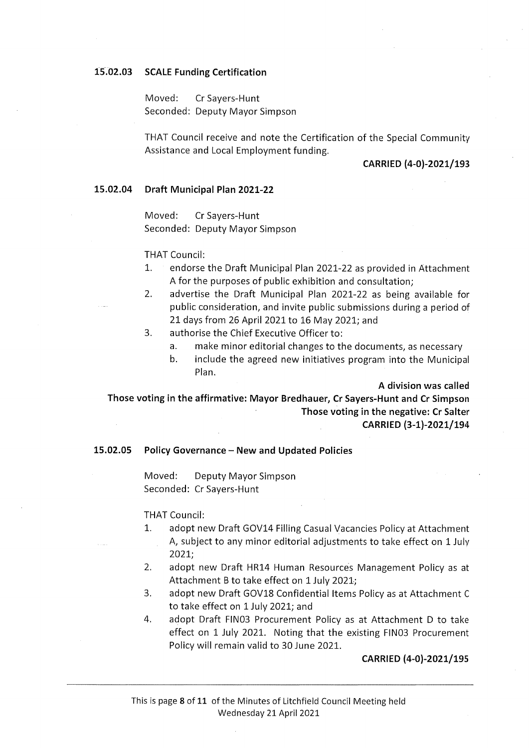### 15.02.03 SCALE Funding Certification

Moved: Cr Sayers-Hunt
Seconded: Deputy Mayor Simpson

THAT Council receive and note the Certification of the Special Community Assistance and Local Employment funding.

**CARRIED (4-0)-2021/193**

### 15.02.04 Draft Municipal Plan 2021-22

Moved: Cr Sayers-Hunt
Seconded: Deputy Mayor Simpson

THAT Council:

1. endorse the Draft Municipal Plan 2021-22 as provided in Attachment A for the purposes of public exhibition and consultation;
2. advertise the Draft Municipal Plan 2021-22 as being available for public consideration, and invite public submissions during a period of 21 days from 26 April 2021 to 16 May 2021; and
3. authorise the Chief Executive Officer to:
   a. make minor editorial changes to the documents, as necessary
   b. include the agreed new initiatives program into the Municipal Plan.

**A division was called**

**Those voting in the affirmative: Mayor Bredhauer, Cr Sayers-Hunt and Cr Simpson**

**Those voting in the negative: Cr Salter**

**CARRIED (3-1)-2021/194**

### 15.02.05 Policy Governance – New and Updated Policies

Moved: Deputy Mayor Simpson
Seconded: Cr Sayers-Hunt

THAT Council:

1. adopt new Draft GOV14 Filling Casual Vacancies Policy at Attachment A, subject to any minor editorial adjustments to take effect on 1 July 2021;
2. adopt new Draft HR14 Human Resources Management Policy as at Attachment B to take effect on 1 July 2021;
3. adopt new Draft GOV18 Confidential Items Policy as at Attachment C to take effect on 1 July 2021; and
4. adopt Draft FIN03 Procurement Policy as at Attachment D to take effect on 1 July 2021. Noting that the existing FIN03 Procurement Policy will remain valid to 30 June 2021.

**CARRIED (4-0)-2021/195**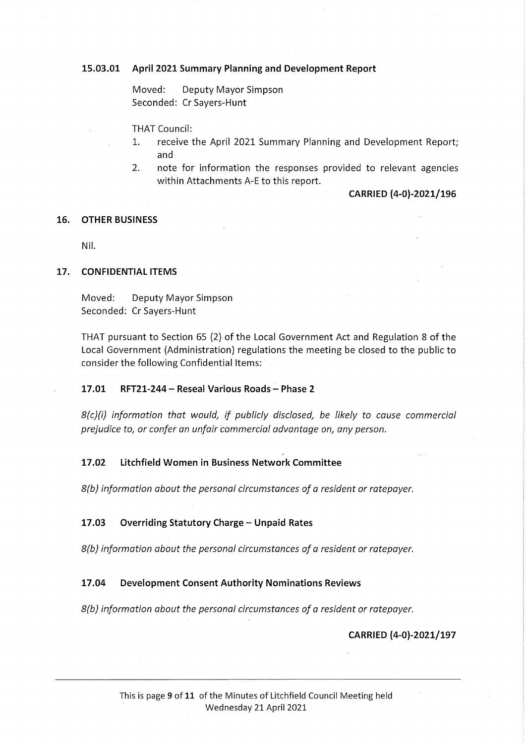### 15.03.01 April 2021 Summary Planning and Development Report

Moved: Deputy Mayor Simpson
Seconded: Cr Sayers-Hunt

THAT Council:

1. receive the April 2021 Summary Planning and Development Report; and
2. note for information the responses provided to relevant agencies within Attachments A-E to this report.

**CARRIED (4-0)-2021/196**

## 16. OTHER BUSINESS

Nil.

## 17. CONFIDENTIAL ITEMS

Moved: Deputy Mayor Simpson
Seconded: Cr Sayers-Hunt

THAT pursuant to Section 65 (2) of the Local Government Act and Regulation 8 of the Local Government (Administration) regulations the meeting be closed to the public to consider the following Confidential Items:

### 17.01 RFT21-244 – Reseal Various Roads – Phase 2

*8(c)(i) information that would, if publicly disclosed, be likely to cause commercial prejudice to, or confer an unfair commercial advantage on, any person.*

### 17.02 Litchfield Women in Business Network Committee

*8(b) information about the personal circumstances of a resident or ratepayer.*

### 17.03 Overriding Statutory Charge – Unpaid Rates

*8(b) information about the personal circumstances of a resident or ratepayer.*

### 17.04 Development Consent Authority Nominations Reviews

*8(b) information about the personal circumstances of a resident or ratepayer.*

**CARRIED (4-0)-2021/197**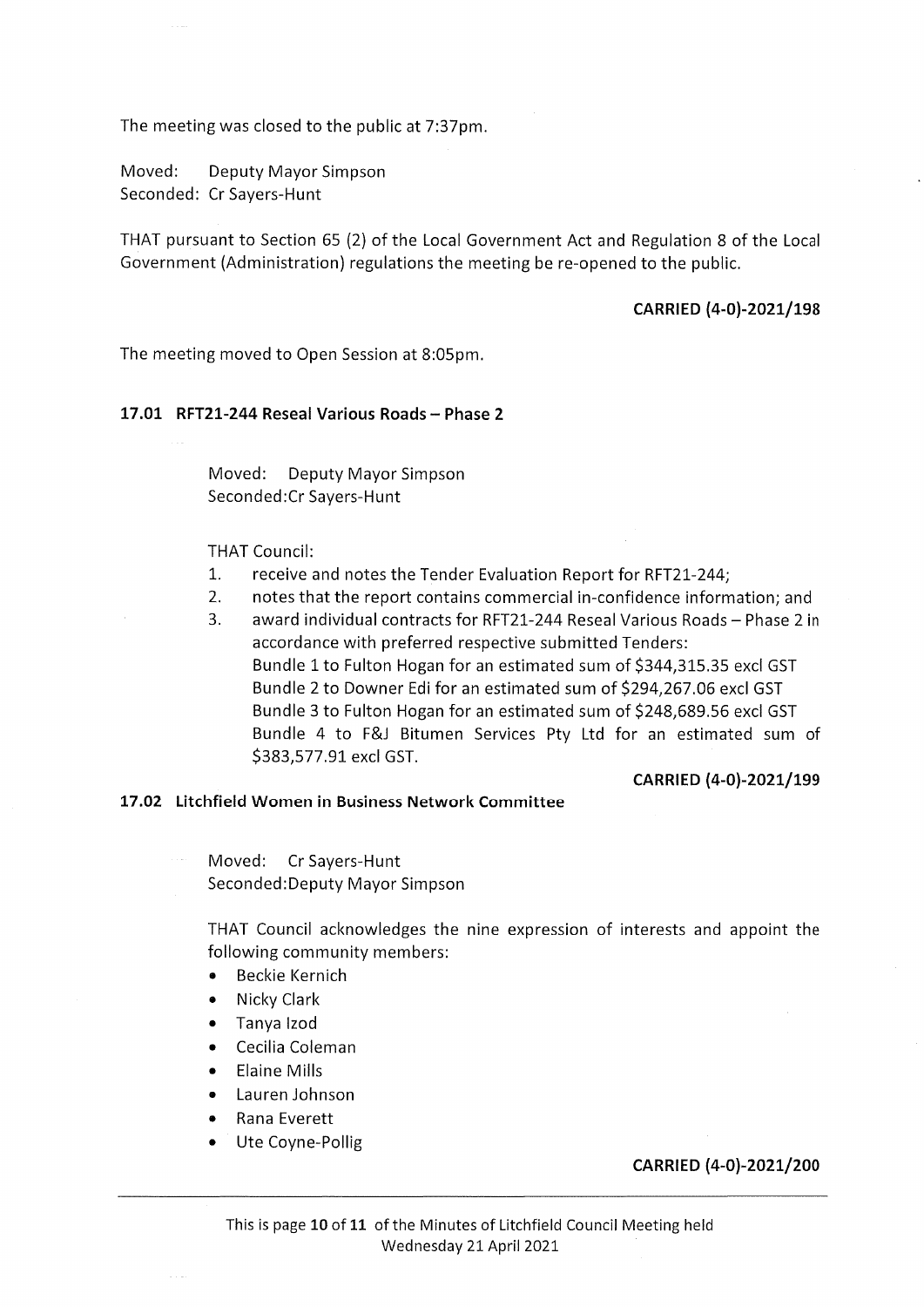The meeting was closed to the public at 7:37pm.

Moved: Deputy Mayor Simpson
Seconded: Cr Sayers-Hunt

THAT pursuant to Section 65 (2) of the Local Government Act and Regulation 8 of the Local Government (Administration) regulations the meeting be re-opened to the public.

**CARRIED (4-0)-2021/198**

The meeting moved to Open Session at 8:05pm.

### 17.01 RFT21-244 Reseal Various Roads – Phase 2

Moved: Deputy Mayor Simpson
Seconded:Cr Sayers-Hunt

THAT Council:

1. receive and notes the Tender Evaluation Report for RFT21-244;
2. notes that the report contains commercial in-confidence information; and
3. award individual contracts for RFT21-244 Reseal Various Roads – Phase 2 in accordance with preferred respective submitted Tenders:
   Bundle 1 to Fulton Hogan for an estimated sum of $344,315.35 excl GST
   Bundle 2 to Downer Edi for an estimated sum of $294,267.06 excl GST
   Bundle 3 to Fulton Hogan for an estimated sum of $248,689.56 excl GST
   Bundle 4 to F&J Bitumen Services Pty Ltd for an estimated sum of $383,577.91 excl GST.

**CARRIED (4-0)-2021/199**

### 17.02 Litchfield Women in Business Network Committee

Moved: Cr Sayers-Hunt
Seconded:Deputy Mayor Simpson

THAT Council acknowledges the nine expression of interests and appoint the following community members:

- Beckie Kernich
- Nicky Clark
- Tanya Izod
- Cecilia Coleman
- Elaine Mills
- Lauren Johnson
- Rana Everett
- Ute Coyne-Pollig

**CARRIED (4-0)-2021/200**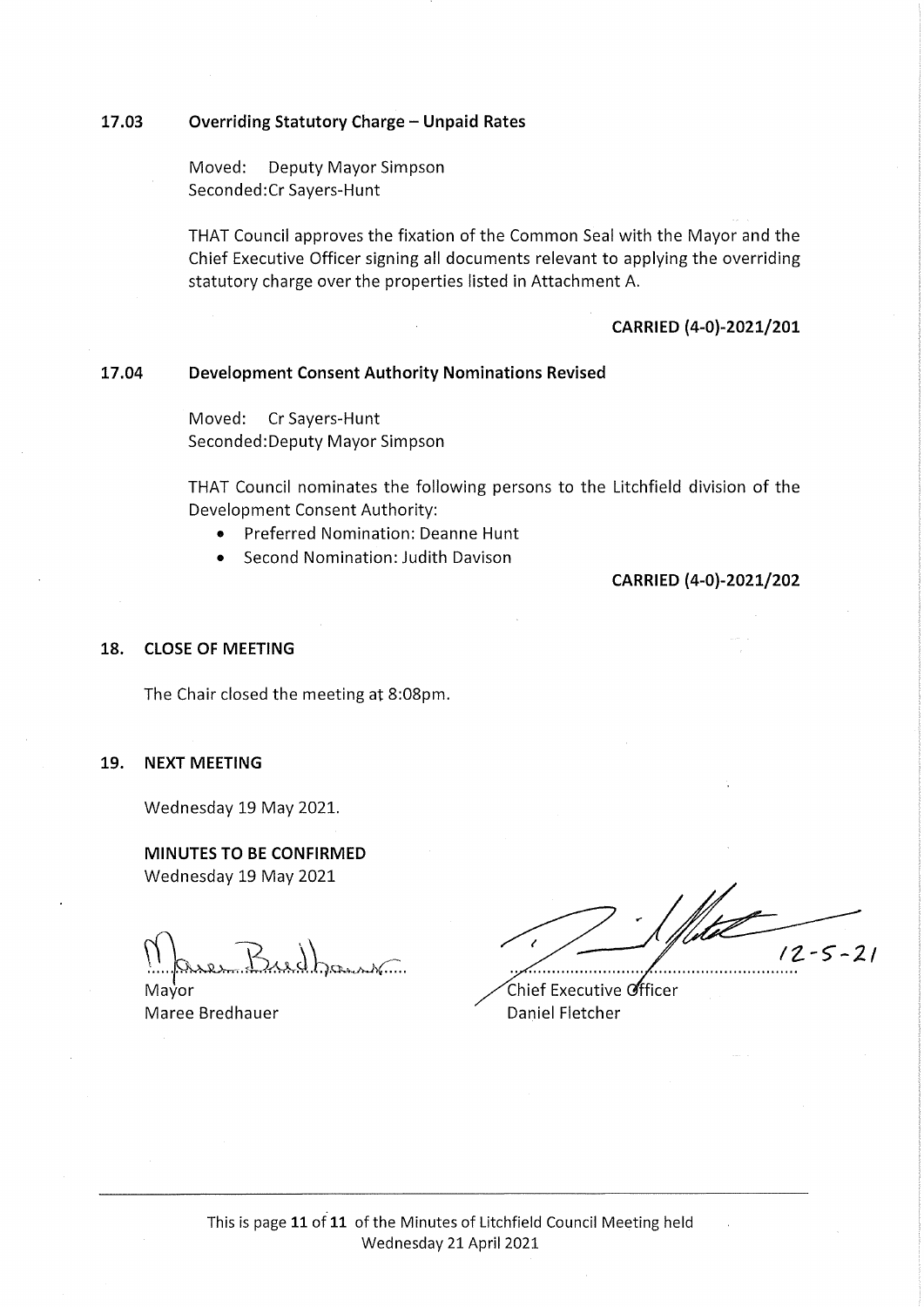### 17.03 Overriding Statutory Charge – Unpaid Rates

Moved: Deputy Mayor Simpson
Seconded: Cr Sayers-Hunt

THAT Council approves the fixation of the Common Seal with the Mayor and the Chief Executive Officer signing all documents relevant to applying the overriding statutory charge over the properties listed in Attachment A.

**CARRIED (4-0)-2021/201**

### 17.04 Development Consent Authority Nominations Revised

Moved: Cr Sayers-Hunt
Seconded: Deputy Mayor Simpson

THAT Council nominates the following persons to the Litchfield division of the Development Consent Authority:

- Preferred Nomination: Deanne Hunt
- Second Nomination: Judith Davison

**CARRIED (4-0)-2021/202**

## 18. CLOSE OF MEETING

The Chair closed the meeting at 8:08pm.

## 19. NEXT MEETING

Wednesday 19 May 2021.

**MINUTES TO BE CONFIRMED**
Wednesday 19 May 2021

| | |
|---|---|
| Mayor | Chief Executive Officer |
| Maree Bredhauer | Daniel Fletcher |
| | 12-5-21 |